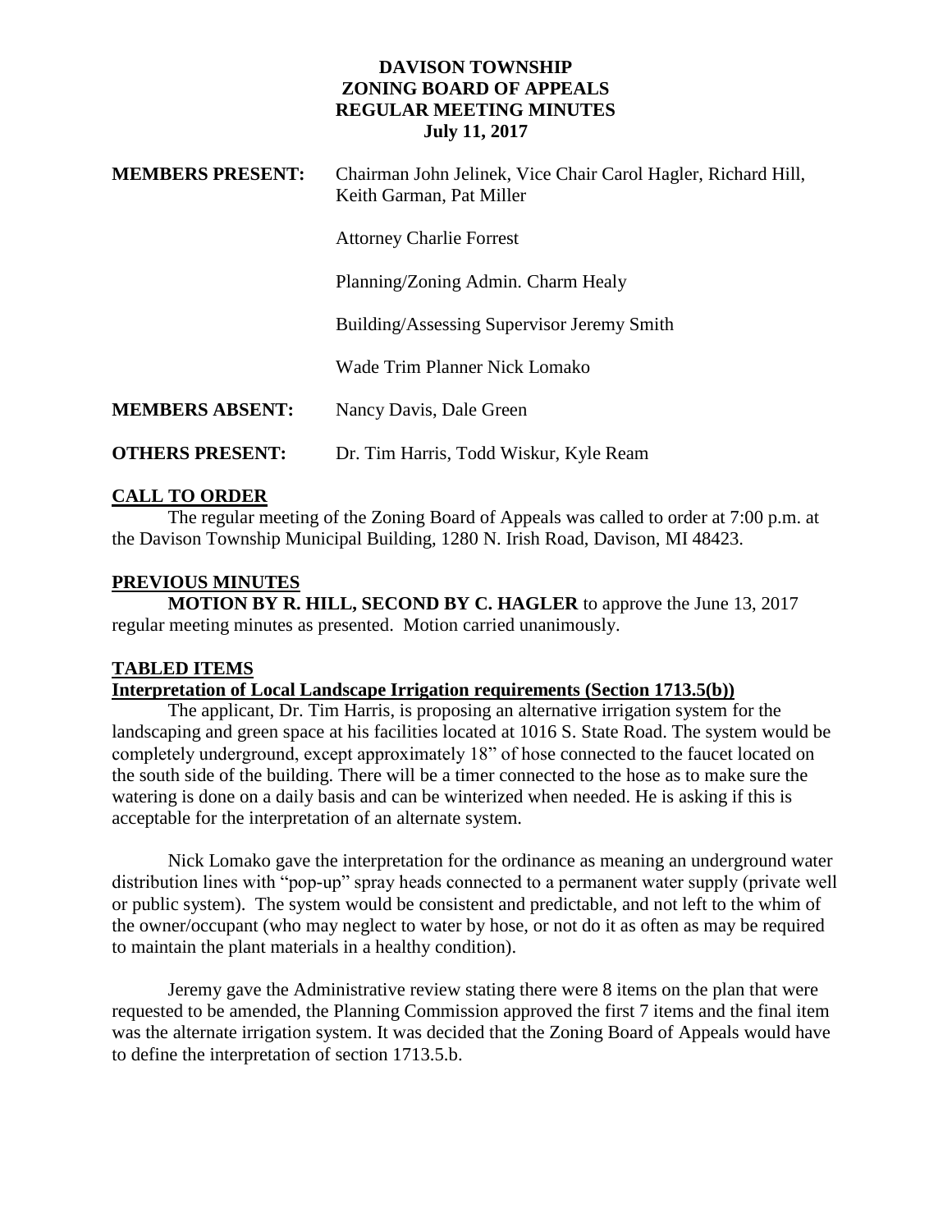# DAVISON TOWNSHIP
## ZONING BOARD OF APPEALS
## REGULAR MEETING MINUTES
### July 11, 2017

**MEMBERS PRESENT:** Chairman John Jelinek, Vice Chair Carol Hagler, Richard Hill, Keith Garman, Pat Miller

Attorney Charlie Forrest

Planning/Zoning Admin. Charm Healy

Building/Assessing Supervisor Jeremy Smith

Wade Trim Planner Nick Lomako

**MEMBERS ABSENT:** Nancy Davis, Dale Green

**OTHERS PRESENT:** Dr. Tim Harris, Todd Wiskur, Kyle Ream

**CALL TO ORDER**

The regular meeting of the Zoning Board of Appeals was called to order at 7:00 p.m. at the Davison Township Municipal Building, 1280 N. Irish Road, Davison, MI 48423.

**PREVIOUS MINUTES**

**MOTION BY R. HILL, SECOND BY C. HAGLER** to approve the June 13, 2017 regular meeting minutes as presented. Motion carried unanimously.

**TABLED ITEMS**

**Interpretation of Local Landscape Irrigation requirements (Section 1713.5(b))**

The applicant, Dr. Tim Harris, is proposing an alternative irrigation system for the landscaping and green space at his facilities located at 1016 S. State Road. The system would be completely underground, except approximately 18" of hose connected to the faucet located on the south side of the building. There will be a timer connected to the hose as to make sure the watering is done on a daily basis and can be winterized when needed. He is asking if this is acceptable for the interpretation of an alternate system.

Nick Lomako gave the interpretation for the ordinance as meaning an underground water distribution lines with "pop-up" spray heads connected to a permanent water supply (private well or public system). The system would be consistent and predictable, and not left to the whim of the owner/occupant (who may neglect to water by hose, or not do it as often as may be required to maintain the plant materials in a healthy condition).

Jeremy gave the Administrative review stating there were 8 items on the plan that were requested to be amended, the Planning Commission approved the first 7 items and the final item was the alternate irrigation system. It was decided that the Zoning Board of Appeals would have to define the interpretation of section 1713.5.b.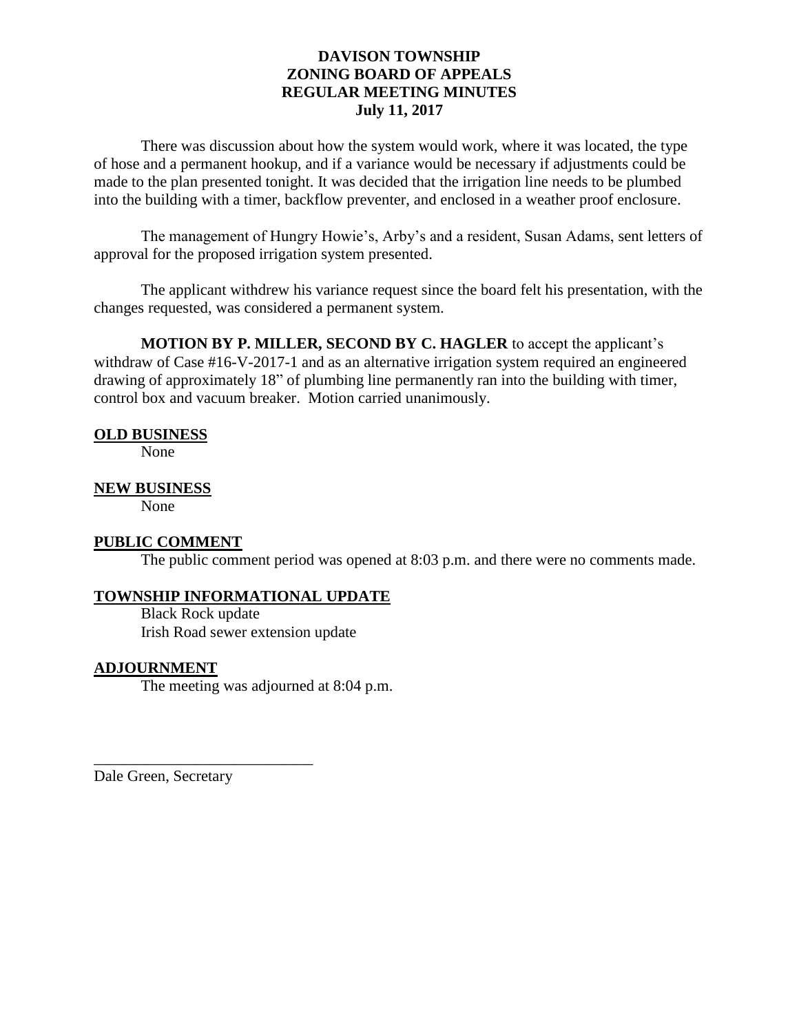**DAVISON TOWNSHIP**
**ZONING BOARD OF APPEALS**
**REGULAR MEETING MINUTES**
**July 11, 2017**

There was discussion about how the system would work, where it was located, the type of hose and a permanent hookup, and if a variance would be necessary if adjustments could be made to the plan presented tonight. It was decided that the irrigation line needs to be plumbed into the building with a timer, backflow preventer, and enclosed in a weather proof enclosure.

The management of Hungry Howie's, Arby's and a resident, Susan Adams, sent letters of approval for the proposed irrigation system presented.

The applicant withdrew his variance request since the board felt his presentation, with the changes requested, was considered a permanent system.

**MOTION BY P. MILLER, SECOND BY C. HAGLER** to accept the applicant's withdraw of Case #16-V-2017-1 and as an alternative irrigation system required an engineered drawing of approximately 18" of plumbing line permanently ran into the building with timer, control box and vacuum breaker. Motion carried unanimously.

**OLD BUSINESS**

None

**NEW BUSINESS**

None

**PUBLIC COMMENT**

The public comment period was opened at 8:03 p.m. and there were no comments made.

**TOWNSHIP INFORMATIONAL UPDATE**

Black Rock update
Irish Road sewer extension update

**ADJOURNMENT**

The meeting was adjourned at 8:04 p.m.

_____________________________
Dale Green, Secretary